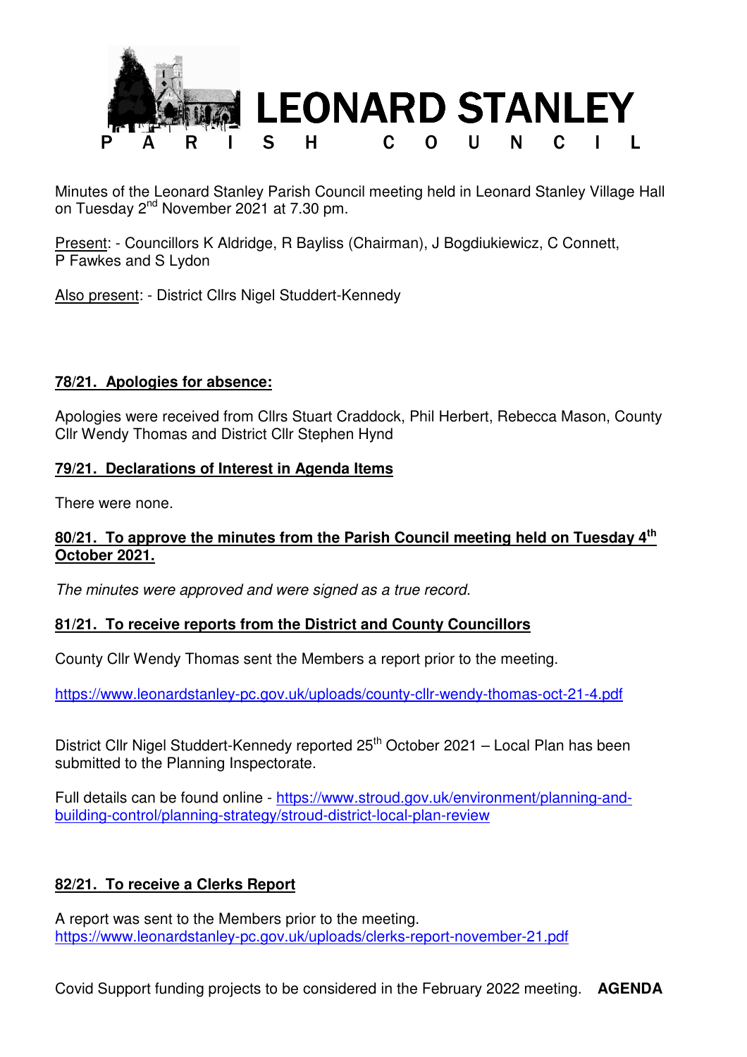# LEONARD STANLEY PARISH COUNCIL

Minutes of the Leonard Stanley Parish Council meeting held in Leonard Stanley Village Hall on Tuesday 2nd November 2021 at 7.30 pm.

Present: - Councillors K Aldridge, R Bayliss (Chairman), J Bogdiukiewicz, C Connett, P Fawkes and S Lydon

Also present: - District Cllrs Nigel Studdert-Kennedy

**78/21. Apologies for absence:**

Apologies were received from Cllrs Stuart Craddock, Phil Herbert, Rebecca Mason, County Cllr Wendy Thomas and District Cllr Stephen Hynd

**79/21. Declarations of Interest in Agenda Items**

There were none.

**80/21. To approve the minutes from the Parish Council meeting held on Tuesday 4th October 2021.**

*The minutes were approved and were signed as a true record.*

**81/21. To receive reports from the District and County Councillors**

County Cllr Wendy Thomas sent the Members a report prior to the meeting.

https://www.leonardstanley-pc.gov.uk/uploads/county-cllr-wendy-thomas-oct-21-4.pdf

District Cllr Nigel Studdert-Kennedy reported 25th October 2021 – Local Plan has been submitted to the Planning Inspectorate.

Full details can be found online - https://www.stroud.gov.uk/environment/planning-and-building-control/planning-strategy/stroud-district-local-plan-review

**82/21. To receive a Clerks Report**

A report was sent to the Members prior to the meeting.
https://www.leonardstanley-pc.gov.uk/uploads/clerks-report-november-21.pdf

Covid Support funding projects to be considered in the February 2022 meeting. **AGENDA**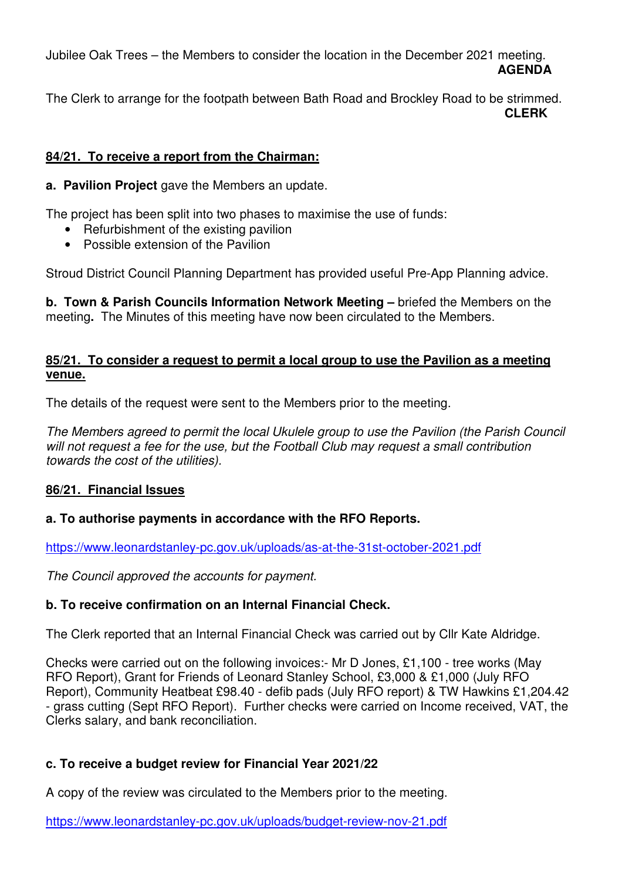Jubilee Oak Trees – the Members to consider the location in the December 2021 meeting.
**AGENDA**

The Clerk to arrange for the footpath between Bath Road and Brockley Road to be strimmed.
**CLERK**

**84/21. To receive a report from the Chairman:**

**a. Pavilion Project** gave the Members an update.

The project has been split into two phases to maximise the use of funds:

- Refurbishment of the existing pavilion
- Possible extension of the Pavilion

Stroud District Council Planning Department has provided useful Pre-App Planning advice.

**b. Town & Parish Councils Information Network Meeting –** briefed the Members on the meeting**.** The Minutes of this meeting have now been circulated to the Members.

**85/21. To consider a request to permit a local group to use the Pavilion as a meeting venue.**

The details of the request were sent to the Members prior to the meeting.

*The Members agreed to permit the local Ukulele group to use the Pavilion (the Parish Council will not request a fee for the use, but the Football Club may request a small contribution towards the cost of the utilities).*

**86/21. Financial Issues**

**a. To authorise payments in accordance with the RFO Reports.**

https://www.leonardstanley-pc.gov.uk/uploads/as-at-the-31st-october-2021.pdf

*The Council approved the accounts for payment.*

**b. To receive confirmation on an Internal Financial Check.**

The Clerk reported that an Internal Financial Check was carried out by Cllr Kate Aldridge.

Checks were carried out on the following invoices:- Mr D Jones, £1,100 - tree works (May RFO Report), Grant for Friends of Leonard Stanley School, £3,000 & £1,000 (July RFO Report), Community Heatbeat £98.40 - defib pads (July RFO report) & TW Hawkins £1,204.42 - grass cutting (Sept RFO Report). Further checks were carried on Income received, VAT, the Clerks salary, and bank reconciliation.

**c. To receive a budget review for Financial Year 2021/22**

A copy of the review was circulated to the Members prior to the meeting.

https://www.leonardstanley-pc.gov.uk/uploads/budget-review-nov-21.pdf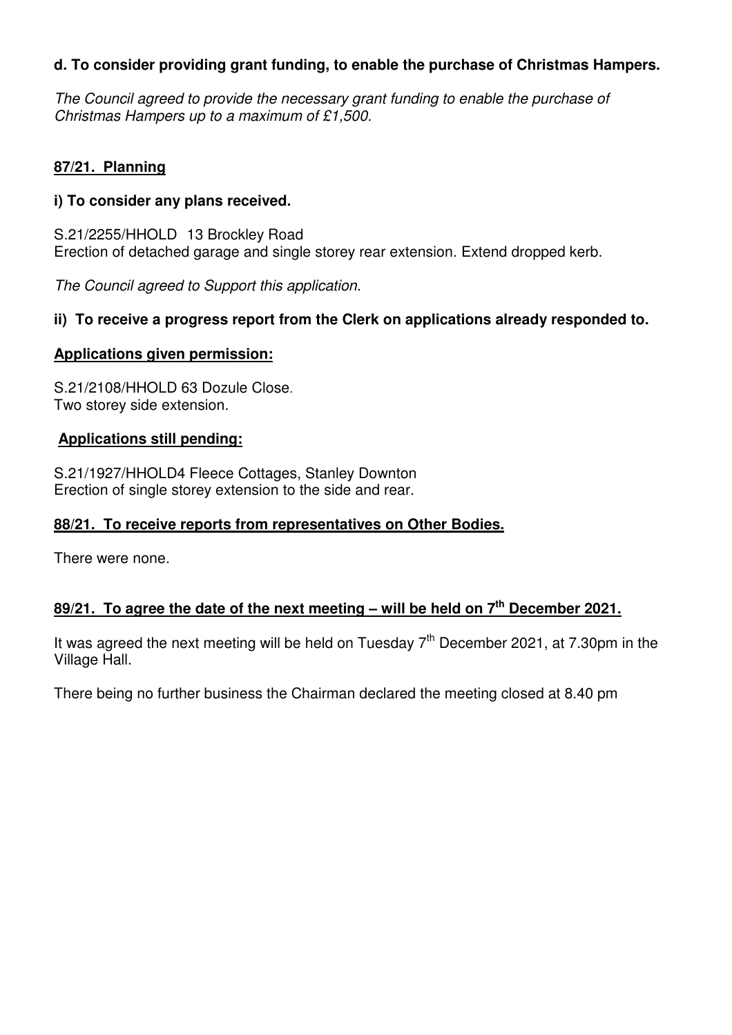**d. To consider providing grant funding, to enable the purchase of Christmas Hampers.**

*The Council agreed to provide the necessary grant funding to enable the purchase of Christmas Hampers up to a maximum of £1,500.*

## 87/21. Planning

**i) To consider any plans received.**

S.21/2255/HHOLD 13 Brockley Road
Erection of detached garage and single storey rear extension. Extend dropped kerb.

*The Council agreed to Support this application.*

**ii) To receive a progress report from the Clerk on applications already responded to.**

**Applications given permission:**

S.21/2108/HHOLD 63 Dozule Close.
Two storey side extension.

**Applications still pending:**

S.21/1927/HHOLD4 Fleece Cottages, Stanley Downton
Erection of single storey extension to the side and rear.

## 88/21. To receive reports from representatives on Other Bodies.

There were none.

## 89/21. To agree the date of the next meeting – will be held on 7th December 2021.

It was agreed the next meeting will be held on Tuesday 7th December 2021, at 7.30pm in the Village Hall.

There being no further business the Chairman declared the meeting closed at 8.40 pm